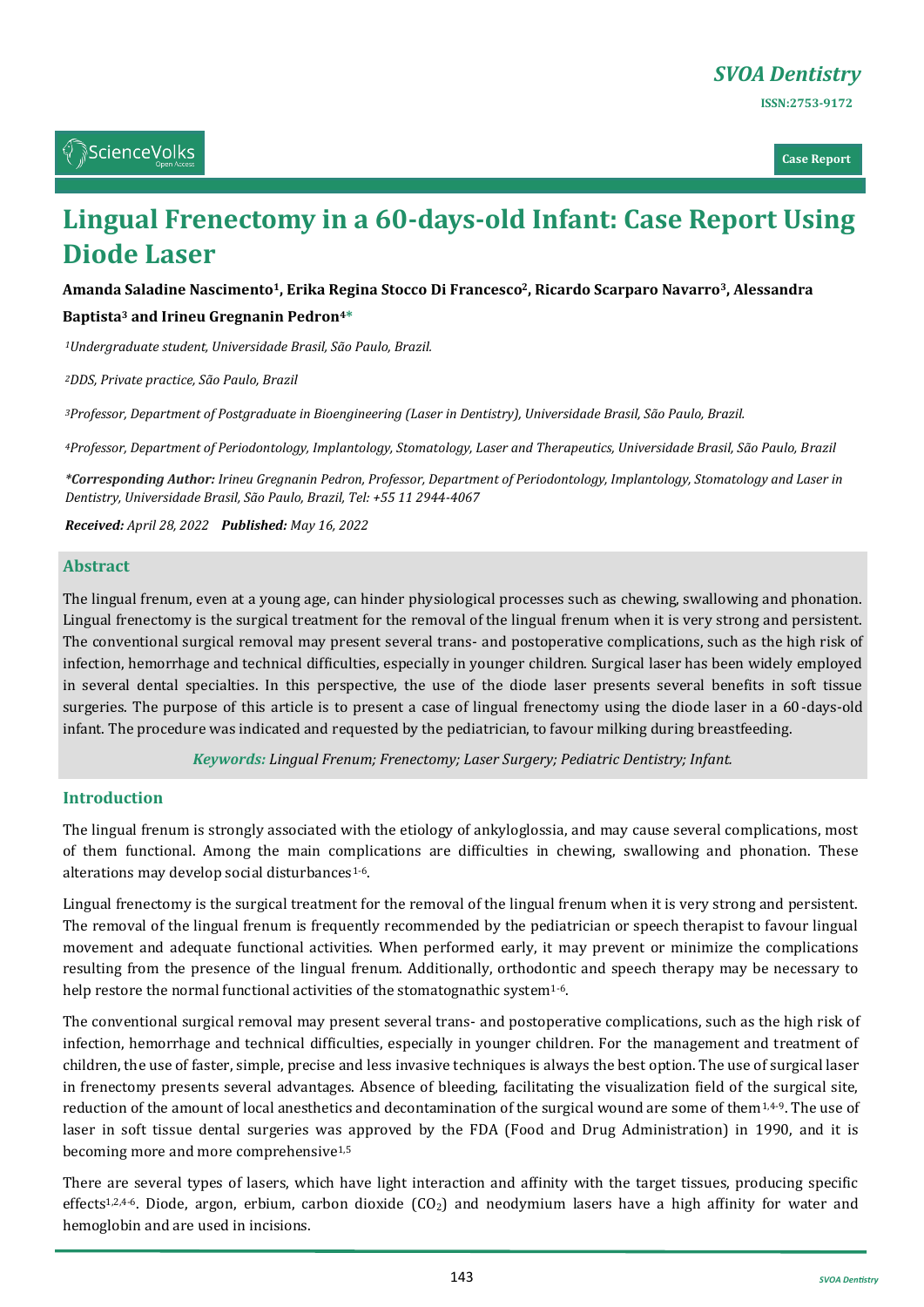SVOA Dentistry

ISSN:2753-9172

Case Report

# Lingual Frenectomy in a 60-days-old Infant: Case Report Using Diode Laser

**Amanda Saladine Nascimento[1], Erika Regina Stocco Di Francesco[2], Ricardo Scarparo Navarro[3], Alessandra Baptista[3] and Irineu Gregnanin Pedron[4]***

*[1]Undergraduate student, Universidade Brasil, São Paulo, Brazil.*

*[2]DDS, Private practice, São Paulo, Brazil*

*[3]Professor, Department of Postgraduate in Bioengineering (Laser in Dentistry), Universidade Brasil, São Paulo, Brazil.*

*[4]Professor, Department of Periodontology, Implantology, Stomatology, Laser and Therapeutics, Universidade Brasil, São Paulo, Brazil*

***Corresponding Author:** Irineu Gregnanin Pedron, Professor, Department of Periodontology, Implantology, Stomatology and Laser in Dentistry, Universidade Brasil, São Paulo, Brazil, Tel: +55 11 2944-4067*

***Received:** April 28, 2022 **Published:** May 16, 2022*

## Abstract

The lingual frenum, even at a young age, can hinder physiological processes such as chewing, swallowing and phonation. Lingual frenectomy is the surgical treatment for the removal of the lingual frenum when it is very strong and persistent. The conventional surgical removal may present several trans- and postoperative complications, such as the high risk of infection, hemorrhage and technical difficulties, especially in younger children. Surgical laser has been widely employed in several dental specialties. In this perspective, the use of the diode laser presents several benefits in soft tissue surgeries. The purpose of this article is to present a case of lingual frenectomy using the diode laser in a 60-days-old infant. The procedure was indicated and requested by the pediatrician, to favour milking during breastfeeding.

***Keywords:** Lingual Frenum; Frenectomy; Laser Surgery; Pediatric Dentistry; Infant.*

## Introduction

The lingual frenum is strongly associated with the etiology of ankyloglossia, and may cause several complications, most of them functional. Among the main complications are difficulties in chewing, swallowing and phonation. These alterations may develop social disturbances[1-6].

Lingual frenectomy is the surgical treatment for the removal of the lingual frenum when it is very strong and persistent. The removal of the lingual frenum is frequently recommended by the pediatrician or speech therapist to favour lingual movement and adequate functional activities. When performed early, it may prevent or minimize the complications resulting from the presence of the lingual frenum. Additionally, orthodontic and speech therapy may be necessary to help restore the normal functional activities of the stomatognathic system[1-6].

The conventional surgical removal may present several trans- and postoperative complications, such as the high risk of infection, hemorrhage and technical difficulties, especially in younger children. For the management and treatment of children, the use of faster, simple, precise and less invasive techniques is always the best option. The use of surgical laser in frenectomy presents several advantages. Absence of bleeding, facilitating the visualization field of the surgical site, reduction of the amount of local anesthetics and decontamination of the surgical wound are some of them[1,4-9]. The use of laser in soft tissue dental surgeries was approved by the FDA (Food and Drug Administration) in 1990, and it is becoming more and more comprehensive[1,5]

There are several types of lasers, which have light interaction and affinity with the target tissues, producing specific effects[1,2,4-6]. Diode, argon, erbium, carbon dioxide ($CO_2$) and neodymium lasers have a high affinity for water and hemoglobin and are used in incisions.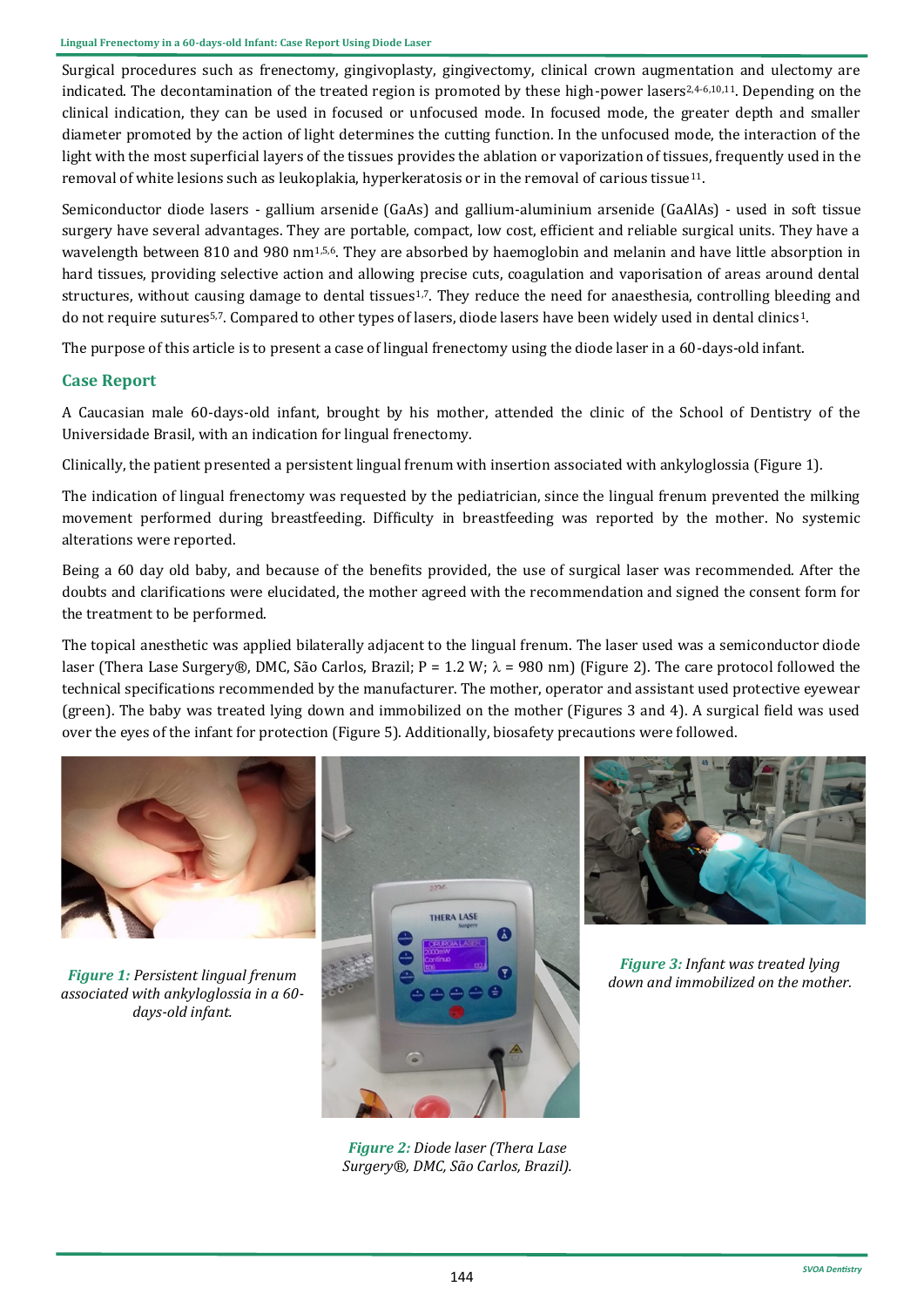Surgical procedures such as frenectomy, gingivoplasty, gingivectomy, clinical crown augmentation and ulectomy are indicated. The decontamination of the treated region is promoted by these high-power lasers[2,4-6,10,11]. Depending on the clinical indication, they can be used in focused or unfocused mode. In focused mode, the greater depth and smaller diameter promoted by the action of light determines the cutting function. In the unfocused mode, the interaction of the light with the most superficial layers of the tissues provides the ablation or vaporization of tissues, frequently used in the removal of white lesions such as leukoplakia, hyperkeratosis or in the removal of carious tissue[11].

Semiconductor diode lasers - gallium arsenide (GaAs) and gallium-aluminium arsenide (GaAlAs) - used in soft tissue surgery have several advantages. They are portable, compact, low cost, efficient and reliable surgical units. They have a wavelength between 810 and 980 nm[1,5,6]. They are absorbed by haemoglobin and melanin and have little absorption in hard tissues, providing selective action and allowing precise cuts, coagulation and vaporisation of areas around dental structures, without causing damage to dental tissues[1,7]. They reduce the need for anaesthesia, controlling bleeding and do not require sutures[5,7]. Compared to other types of lasers, diode lasers have been widely used in dental clinics[1].

The purpose of this article is to present a case of lingual frenectomy using the diode laser in a 60-days-old infant.

## Case Report

A Caucasian male 60-days-old infant, brought by his mother, attended the clinic of the School of Dentistry of the Universidade Brasil, with an indication for lingual frenectomy.

Clinically, the patient presented a persistent lingual frenum with insertion associated with ankyloglossia (Figure 1).

The indication of lingual frenectomy was requested by the pediatrician, since the lingual frenum prevented the milking movement performed during breastfeeding. Difficulty in breastfeeding was reported by the mother. No systemic alterations were reported.

Being a 60 day old baby, and because of the benefits provided, the use of surgical laser was recommended. After the doubts and clarifications were elucidated, the mother agreed with the recommendation and signed the consent form for the treatment to be performed.

The topical anesthetic was applied bilaterally adjacent to the lingual frenum. The laser used was a semiconductor diode laser (Thera Lase Surgery®, DMC, São Carlos, Brazil; P = 1.2 W; $\lambda$ = 980 nm) (Figure 2). The care protocol followed the technical specifications recommended by the manufacturer. The mother, operator and assistant used protective eyewear (green). The baby was treated lying down and immobilized on the mother (Figures 3 and 4). A surgical field was used over the eyes of the infant for protection (Figure 5). Additionally, biosafety precautions were followed.

***Figure 1:*** *Persistent lingual frenum associated with ankyloglossia in a 60-days-old infant.*

***Figure 2:*** *Diode laser (Thera Lase Surgery®, DMC, São Carlos, Brazil).*

***Figure 3:*** *Infant was treated lying down and immobilized on the mother.*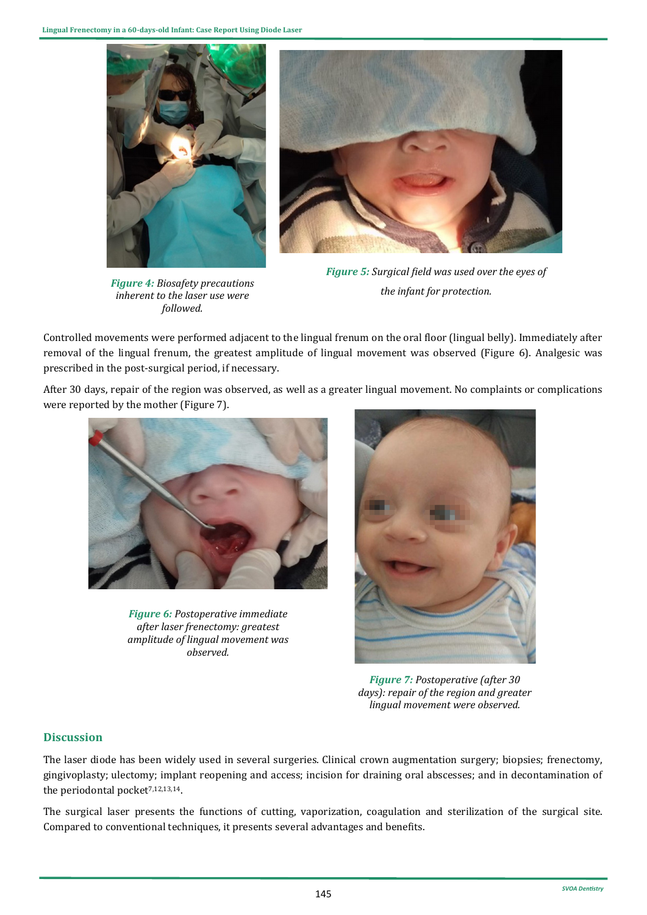*Figure 4: Biosafety precautions inherent to the laser use were followed.*

*Figure 5: Surgical field was used over the eyes of the infant for protection.*

Controlled movements were performed adjacent to the lingual frenum on the oral floor (lingual belly). Immediately after removal of the lingual frenum, the greatest amplitude of lingual movement was observed (Figure 6). Analgesic was prescribed in the post-surgical period, if necessary.

After 30 days, repair of the region was observed, as well as a greater lingual movement. No complaints or complications were reported by the mother (Figure 7).

*Figure 6: Postoperative immediate after laser frenectomy: greatest amplitude of lingual movement was observed.*

*Figure 7: Postoperative (after 30 days): repair of the region and greater lingual movement were observed.*

## Discussion

The laser diode has been widely used in several surgeries. Clinical crown augmentation surgery; biopsies; frenectomy, gingivoplasty; ulectomy; implant reopening and access; incision for draining oral abscesses; and in decontamination of the periodontal pocket[7,12,13,14].

The surgical laser presents the functions of cutting, vaporization, coagulation and sterilization of the surgical site. Compared to conventional techniques, it presents several advantages and benefits.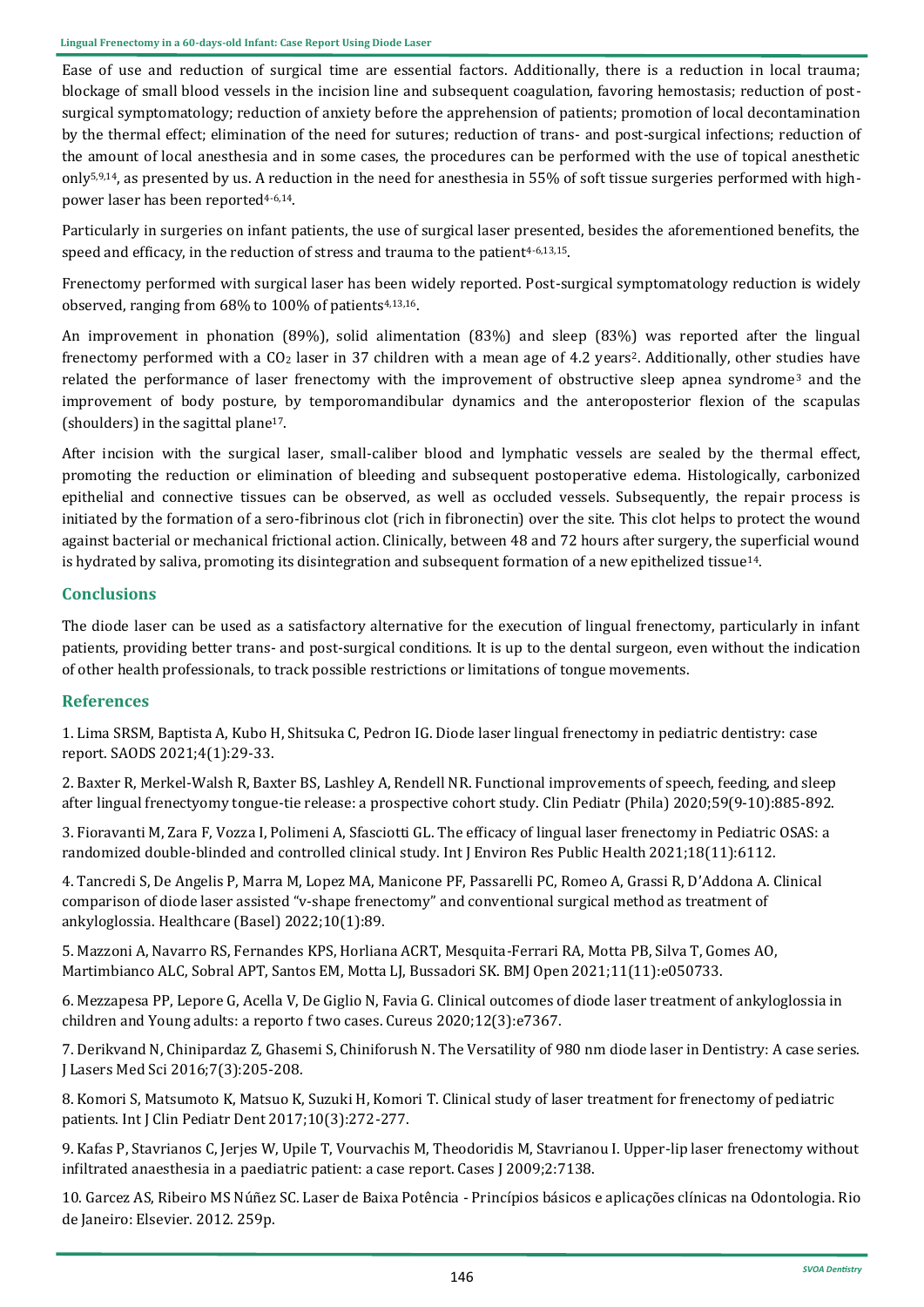Ease of use and reduction of surgical time are essential factors. Additionally, there is a reduction in local trauma; blockage of small blood vessels in the incision line and subsequent coagulation, favoring hemostasis; reduction of post-surgical symptomatology; reduction of anxiety before the apprehension of patients; promotion of local decontamination by the thermal effect; elimination of the need for sutures; reduction of trans- and post-surgical infections; reduction of the amount of local anesthesia and in some cases, the procedures can be performed with the use of topical anesthetic only[5,9,14], as presented by us. A reduction in the need for anesthesia in 55% of soft tissue surgeries performed with high-power laser has been reported[4-6,14].

Particularly in surgeries on infant patients, the use of surgical laser presented, besides the aforementioned benefits, the speed and efficacy, in the reduction of stress and trauma to the patient[4-6,13,15].

Frenectomy performed with surgical laser has been widely reported. Post-surgical symptomatology reduction is widely observed, ranging from 68% to 100% of patients[4,13,16].

An improvement in phonation (89%), solid alimentation (83%) and sleep (83%) was reported after the lingual frenectomy performed with a $CO_2$ laser in 37 children with a mean age of 4.2 years[2]. Additionally, other studies have related the performance of laser frenectomy with the improvement of obstructive sleep apnea syndrome[3] and the improvement of body posture, by temporomandibular dynamics and the anteroposterior flexion of the scapulas (shoulders) in the sagittal plane[17].

After incision with the surgical laser, small-caliber blood and lymphatic vessels are sealed by the thermal effect, promoting the reduction or elimination of bleeding and subsequent postoperative edema. Histologically, carbonized epithelial and connective tissues can be observed, as well as occluded vessels. Subsequently, the repair process is initiated by the formation of a sero-fibrinous clot (rich in fibronectin) over the site. This clot helps to protect the wound against bacterial or mechanical frictional action. Clinically, between 48 and 72 hours after surgery, the superficial wound is hydrated by saliva, promoting its disintegration and subsequent formation of a new epithelized tissue[14].

## Conclusions

The diode laser can be used as a satisfactory alternative for the execution of lingual frenectomy, particularly in infant patients, providing better trans- and post-surgical conditions. It is up to the dental surgeon, even without the indication of other health professionals, to track possible restrictions or limitations of tongue movements.

## References

1. Lima SRSM, Baptista A, Kubo H, Shitsuka C, Pedron IG. Diode laser lingual frenectomy in pediatric dentistry: case report. SAODS 2021;4(1):29-33.

2. Baxter R, Merkel-Walsh R, Baxter BS, Lashley A, Rendell NR. Functional improvements of speech, feeding, and sleep after lingual frenectyomy tongue-tie release: a prospective cohort study. Clin Pediatr (Phila) 2020;59(9-10):885-892.

3. Fioravanti M, Zara F, Vozza I, Polimeni A, Sfasciotti GL. The efficacy of lingual laser frenectomy in Pediatric OSAS: a randomized double-blinded and controlled clinical study. Int J Environ Res Public Health 2021;18(11):6112.

4. Tancredi S, De Angelis P, Marra M, Lopez MA, Manicone PF, Passarelli PC, Romeo A, Grassi R, D'Addona A. Clinical comparison of diode laser assisted "v-shape frenectomy" and conventional surgical method as treatment of ankyloglossia. Healthcare (Basel) 2022;10(1):89.

5. Mazzoni A, Navarro RS, Fernandes KPS, Horliana ACRT, Mesquita-Ferrari RA, Motta PB, Silva T, Gomes AO, Martimbianco ALC, Sobral APT, Santos EM, Motta LJ, Bussadori SK. BMJ Open 2021;11(11):e050733.

6. Mezzapesa PP, Lepore G, Acella V, De Giglio N, Favia G. Clinical outcomes of diode laser treatment of ankyloglossia in children and Young adults: a reporto f two cases. Cureus 2020;12(3):e7367.

7. Derikvand N, Chinipardaz Z, Ghasemi S, Chiniforush N. The Versatility of 980 nm diode laser in Dentistry: A case series. J Lasers Med Sci 2016;7(3):205-208.

8. Komori S, Matsumoto K, Matsuo K, Suzuki H, Komori T. Clinical study of laser treatment for frenectomy of pediatric patients. Int J Clin Pediatr Dent 2017;10(3):272-277.

9. Kafas P, Stavrianos C, Jerjes W, Upile T, Vourvachis M, Theodoridis M, Stavrianou I. Upper-lip laser frenectomy without infiltrated anaesthesia in a paediatric patient: a case report. Cases J 2009;2:7138.

10. Garcez AS, Ribeiro MS Núñez SC. Laser de Baixa Potência - Princípios básicos e aplicações clínicas na Odontologia. Rio de Janeiro: Elsevier. 2012. 259p.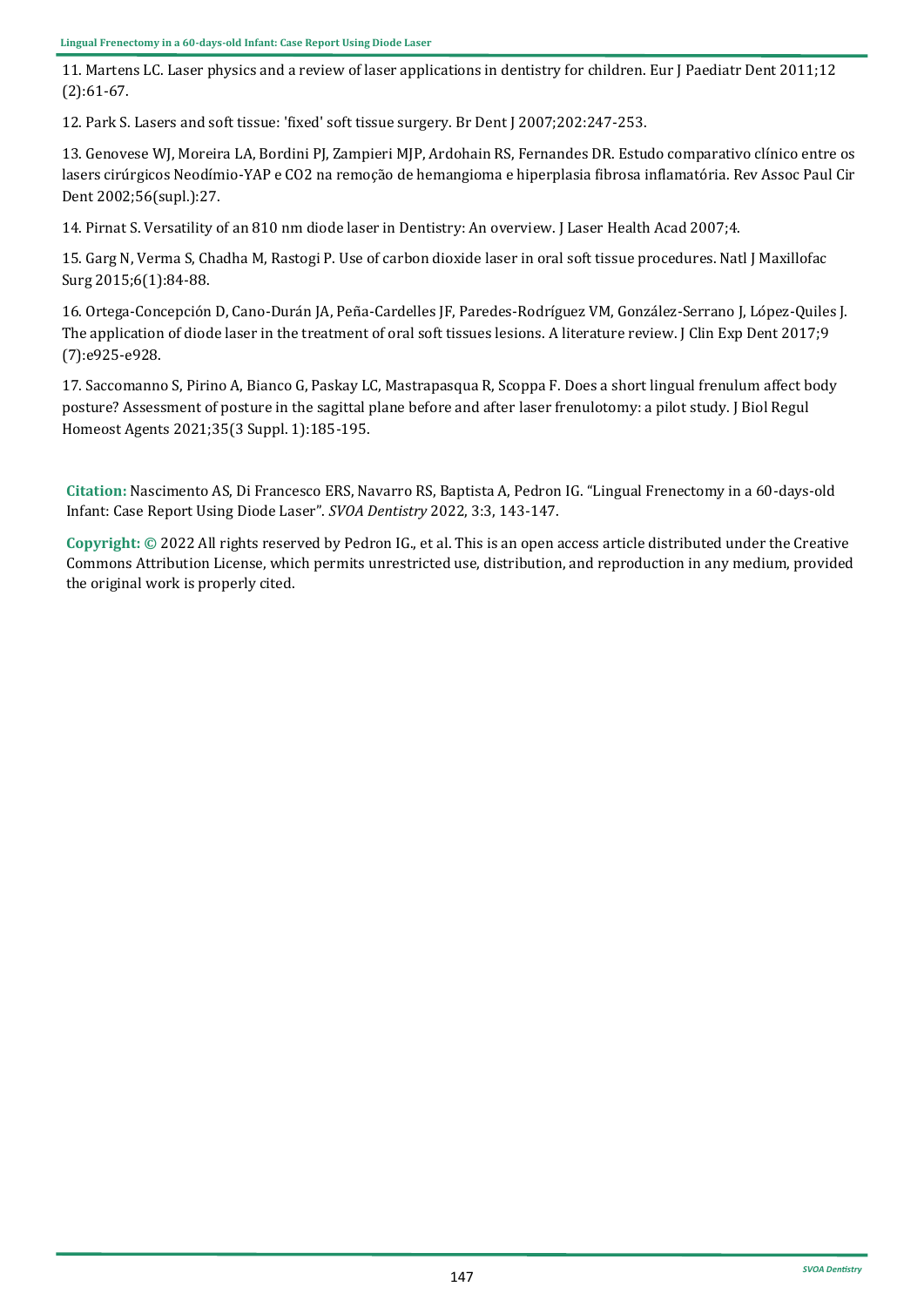11. Martens LC. Laser physics and a review of laser applications in dentistry for children. Eur J Paediatr Dent 2011;12 (2):61-67.

12. Park S. Lasers and soft tissue: 'fixed' soft tissue surgery. Br Dent J 2007;202:247-253.

13. Genovese WJ, Moreira LA, Bordini PJ, Zampieri MJP, Ardohain RS, Fernandes DR. Estudo comparativo clínico entre os lasers cirúrgicos Neodímio-YAP e CO2 na remoção de hemangioma e hiperplasia fibrosa inflamatória. Rev Assoc Paul Cir Dent 2002;56(supl.):27.

14. Pirnat S. Versatility of an 810 nm diode laser in Dentistry: An overview. J Laser Health Acad 2007;4.

15. Garg N, Verma S, Chadha M, Rastogi P. Use of carbon dioxide laser in oral soft tissue procedures. Natl J Maxillofac Surg 2015;6(1):84-88.

16. Ortega-Concepción D, Cano-Durán JA, Peña-Cardelles JF, Paredes-Rodríguez VM, González-Serrano J, López-Quiles J. The application of diode laser in the treatment of oral soft tissues lesions. A literature review. J Clin Exp Dent 2017;9 (7):e925-e928.

17. Saccomanno S, Pirino A, Bianco G, Paskay LC, Mastrapasqua R, Scoppa F. Does a short lingual frenulum affect body posture? Assessment of posture in the sagittal plane before and after laser frenulotomy: a pilot study. J Biol Regul Homeost Agents 2021;35(3 Suppl. 1):185-195.

**Citation:** Nascimento AS, Di Francesco ERS, Navarro RS, Baptista A, Pedron IG. "Lingual Frenectomy in a 60-days-old Infant: Case Report Using Diode Laser". *SVOA Dentistry* 2022, 3:3, 143-147.

**Copyright:** © 2022 All rights reserved by Pedron IG., et al. This is an open access article distributed under the Creative Commons Attribution License, which permits unrestricted use, distribution, and reproduction in any medium, provided the original work is properly cited.